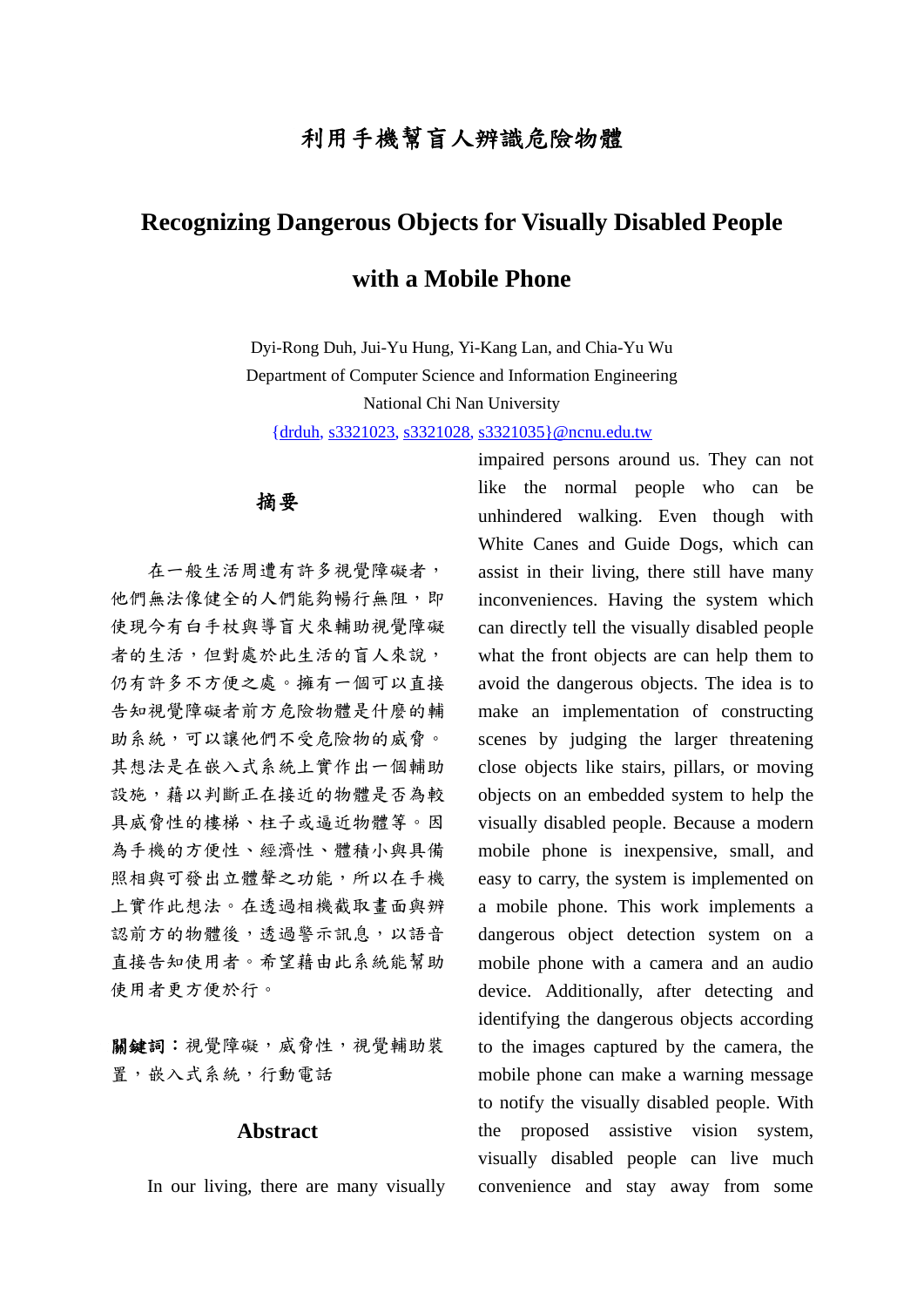# 利用手機幫盲人辨識危險物體

# Recognizing Dangerous Objects for Visually Disabled People with a Mobile Phone

Dyi-Rong Duh, Jui-Yu Hung, Yi-Kang Lan, and Chia-Yu Wu
Department of Computer Science and Information Engineering
National Chi Nan University
{drduh, s3321023, s3321028, s3321035}@ncnu.edu.tw

## 摘要

在一般生活周遭有許多視覺障礙者，他們無法像健全的人們能夠暢行無阻，即使現今有白手杖與導盲犬來輔助視覺障礙者的生活，但對處於此生活的盲人來說，仍有許多不方便之處。擁有一個可以直接告知視覺障礙者前方危險物體是什麼的輔助系統，可以讓他們不受危險物的威脅。其想法是在嵌入式系統上實作出一個輔助設施，藉以判斷正在接近的物體是否為較具威脅性的樓梯、柱子或逼近物體等。因為手機的方便性、經濟性、體積小與具備照相與可發出立體聲之功能，所以在手機上實作此想法。在透過相機截取畫面與辨認前方的物體後，透過警示訊息，以語音直接告知使用者。希望藉由此系統能幫助使用者更方便於行。

**關鍵詞：**視覺障礙，威脅性，視覺輔助裝置，嵌入式系統，行動電話

## Abstract

In our living, there are many visually impaired persons around us. They can not like the normal people who can be unhindered walking. Even though with White Canes and Guide Dogs, which can assist in their living, there still have many inconveniences. Having the system which can directly tell the visually disabled people what the front objects are can help them to avoid the dangerous objects. The idea is to make an implementation of constructing scenes by judging the larger threatening close objects like stairs, pillars, or moving objects on an embedded system to help the visually disabled people. Because a modern mobile phone is inexpensive, small, and easy to carry, the system is implemented on a mobile phone. This work implements a dangerous object detection system on a mobile phone with a camera and an audio device. Additionally, after detecting and identifying the dangerous objects according to the images captured by the camera, the mobile phone can make a warning message to notify the visually disabled people. With the proposed assistive vision system, visually disabled people can live much convenience and stay away from some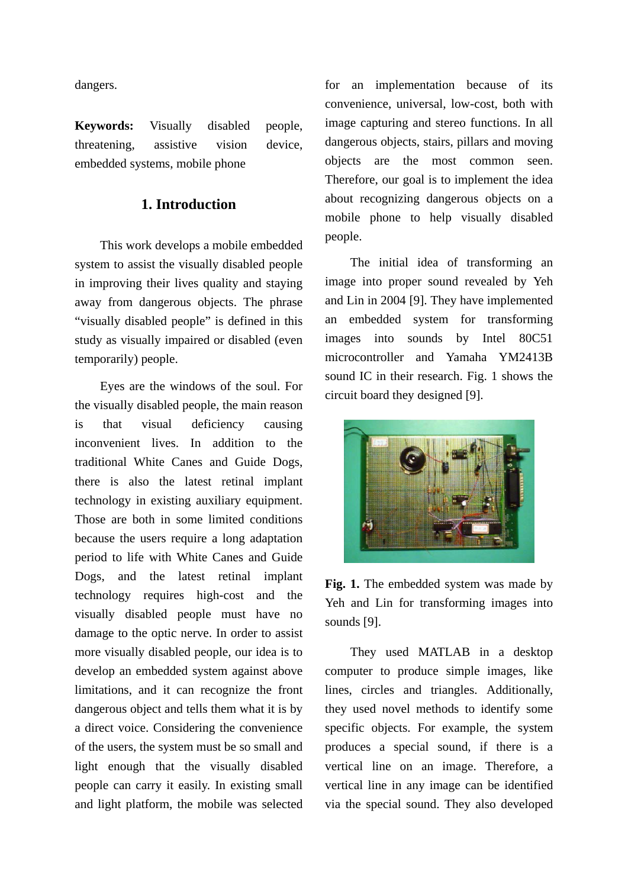dangers.

**Keywords:** Visually disabled people, threatening, assistive vision device, embedded systems, mobile phone

## 1. Introduction

This work develops a mobile embedded system to assist the visually disabled people in improving their lives quality and staying away from dangerous objects. The phrase "visually disabled people" is defined in this study as visually impaired or disabled (even temporarily) people.

Eyes are the windows of the soul. For the visually disabled people, the main reason is that visual deficiency causing inconvenient lives. In addition to the traditional White Canes and Guide Dogs, there is also the latest retinal implant technology in existing auxiliary equipment. Those are both in some limited conditions because the users require a long adaptation period to life with White Canes and Guide Dogs, and the latest retinal implant technology requires high-cost and the visually disabled people must have no damage to the optic nerve. In order to assist more visually disabled people, our idea is to develop an embedded system against above limitations, and it can recognize the front dangerous object and tells them what it is by a direct voice. Considering the convenience of the users, the system must be so small and light enough that the visually disabled people can carry it easily. In existing small and light platform, the mobile was selected for an implementation because of its convenience, universal, low-cost, both with image capturing and stereo functions. In all dangerous objects, stairs, pillars and moving objects are the most common seen. Therefore, our goal is to implement the idea about recognizing dangerous objects on a mobile phone to help visually disabled people.

The initial idea of transforming an image into proper sound revealed by Yeh and Lin in 2004 [9]. They have implemented an embedded system for transforming images into sounds by Intel 80C51 microcontroller and Yamaha YM2413B sound IC in their research. Fig. 1 shows the circuit board they designed [9].

**Fig. 1.** The embedded system was made by Yeh and Lin for transforming images into sounds [9].

They used MATLAB in a desktop computer to produce simple images, like lines, circles and triangles. Additionally, they used novel methods to identify some specific objects. For example, the system produces a special sound, if there is a vertical line on an image. Therefore, a vertical line in any image can be identified via the special sound. They also developed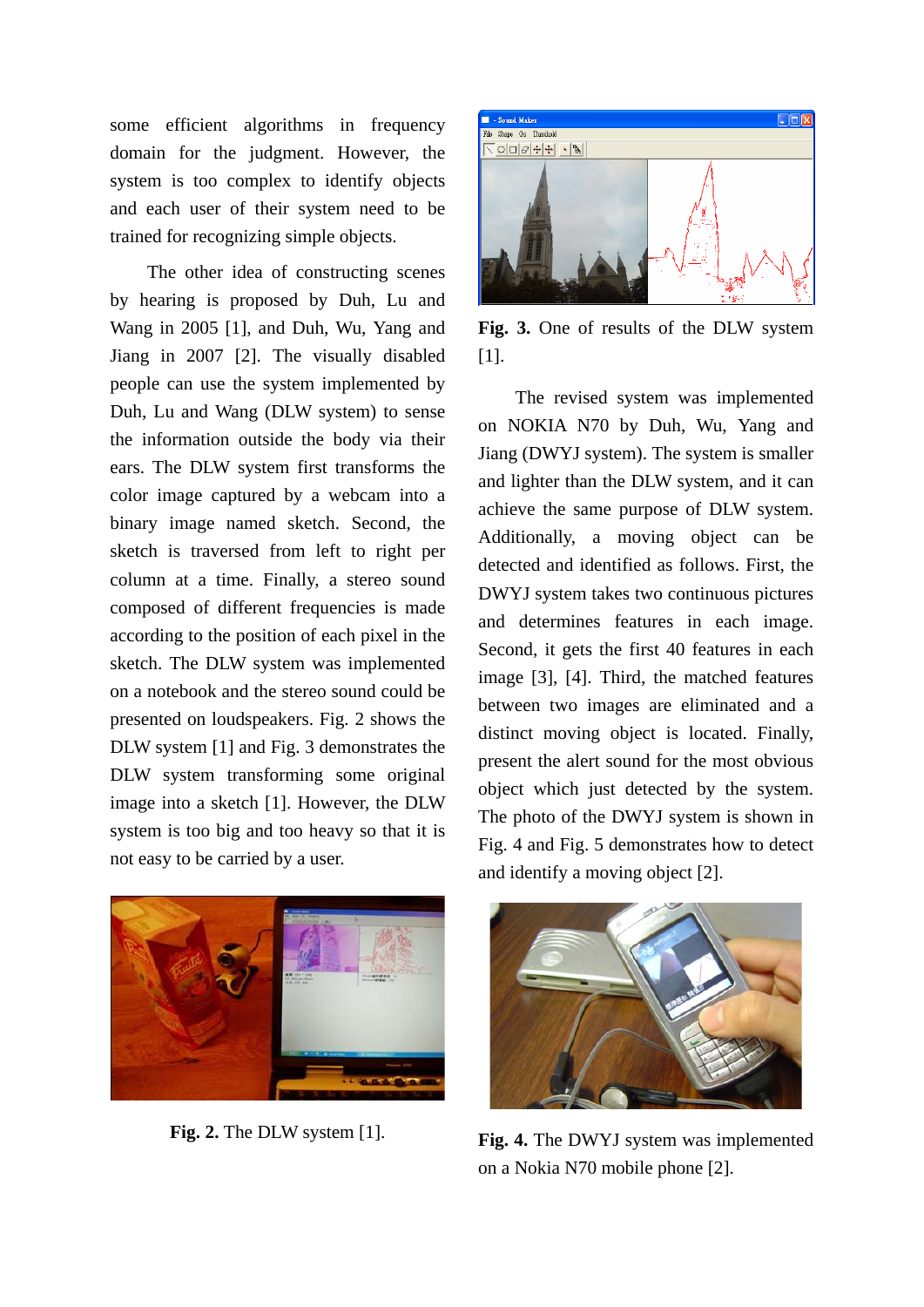some efficient algorithms in frequency domain for the judgment. However, the system is too complex to identify objects and each user of their system need to be trained for recognizing simple objects.

The other idea of constructing scenes by hearing is proposed by Duh, Lu and Wang in 2005 [1], and Duh, Wu, Yang and Jiang in 2007 [2]. The visually disabled people can use the system implemented by Duh, Lu and Wang (DLW system) to sense the information outside the body via their ears. The DLW system first transforms the color image captured by a webcam into a binary image named sketch. Second, the sketch is traversed from left to right per column at a time. Finally, a stereo sound composed of different frequencies is made according to the position of each pixel in the sketch. The DLW system was implemented on a notebook and the stereo sound could be presented on loudspeakers. Fig. 2 shows the DLW system [1] and Fig. 3 demonstrates the DLW system transforming some original image into a sketch [1]. However, the DLW system is too big and too heavy so that it is not easy to be carried by a user.

**Fig. 2.** The DLW system [1].

**Fig. 3.** One of results of the DLW system [1].

The revised system was implemented on NOKIA N70 by Duh, Wu, Yang and Jiang (DWYJ system). The system is smaller and lighter than the DLW system, and it can achieve the same purpose of DLW system. Additionally, a moving object can be detected and identified as follows. First, the DWYJ system takes two continuous pictures and determines features in each image. Second, it gets the first 40 features in each image [3], [4]. Third, the matched features between two images are eliminated and a distinct moving object is located. Finally, present the alert sound for the most obvious object which just detected by the system. The photo of the DWYJ system is shown in Fig. 4 and Fig. 5 demonstrates how to detect and identify a moving object [2].

**Fig. 4.** The DWYJ system was implemented on a Nokia N70 mobile phone [2].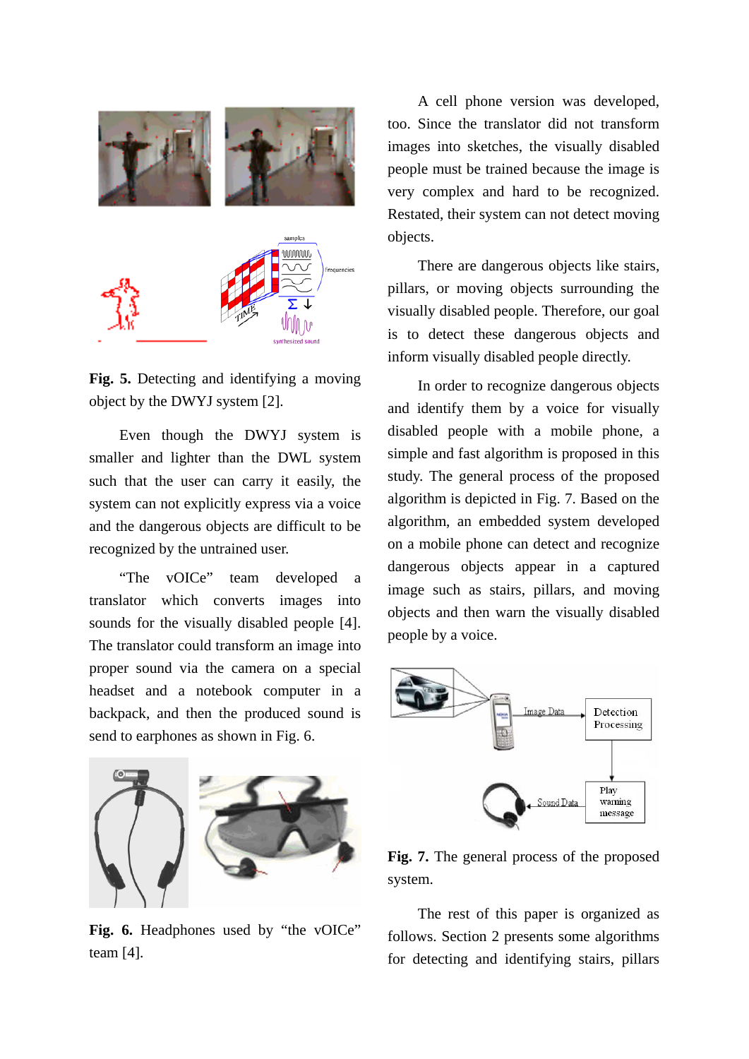**Fig. 5.** Detecting and identifying a moving object by the DWYJ system [2].

Even though the DWYJ system is smaller and lighter than the DWL system such that the user can carry it easily, the system can not explicitly express via a voice and the dangerous objects are difficult to be recognized by the untrained user.

"The vOICe" team developed a translator which converts images into sounds for the visually disabled people [4]. The translator could transform an image into proper sound via the camera on a special headset and a notebook computer in a backpack, and then the produced sound is send to earphones as shown in Fig. 6.

**Fig. 6.** Headphones used by "the vOICe" team [4].

A cell phone version was developed, too. Since the translator did not transform images into sketches, the visually disabled people must be trained because the image is very complex and hard to be recognized. Restated, their system can not detect moving objects.

There are dangerous objects like stairs, pillars, or moving objects surrounding the visually disabled people. Therefore, our goal is to detect these dangerous objects and inform visually disabled people directly.

In order to recognize dangerous objects and identify them by a voice for visually disabled people with a mobile phone, a simple and fast algorithm is proposed in this study. The general process of the proposed algorithm is depicted in Fig. 7. Based on the algorithm, an embedded system developed on a mobile phone can detect and recognize dangerous objects appear in a captured image such as stairs, pillars, and moving objects and then warn the visually disabled people by a voice.

**Fig. 7.** The general process of the proposed system.

The rest of this paper is organized as follows. Section 2 presents some algorithms for detecting and identifying stairs, pillars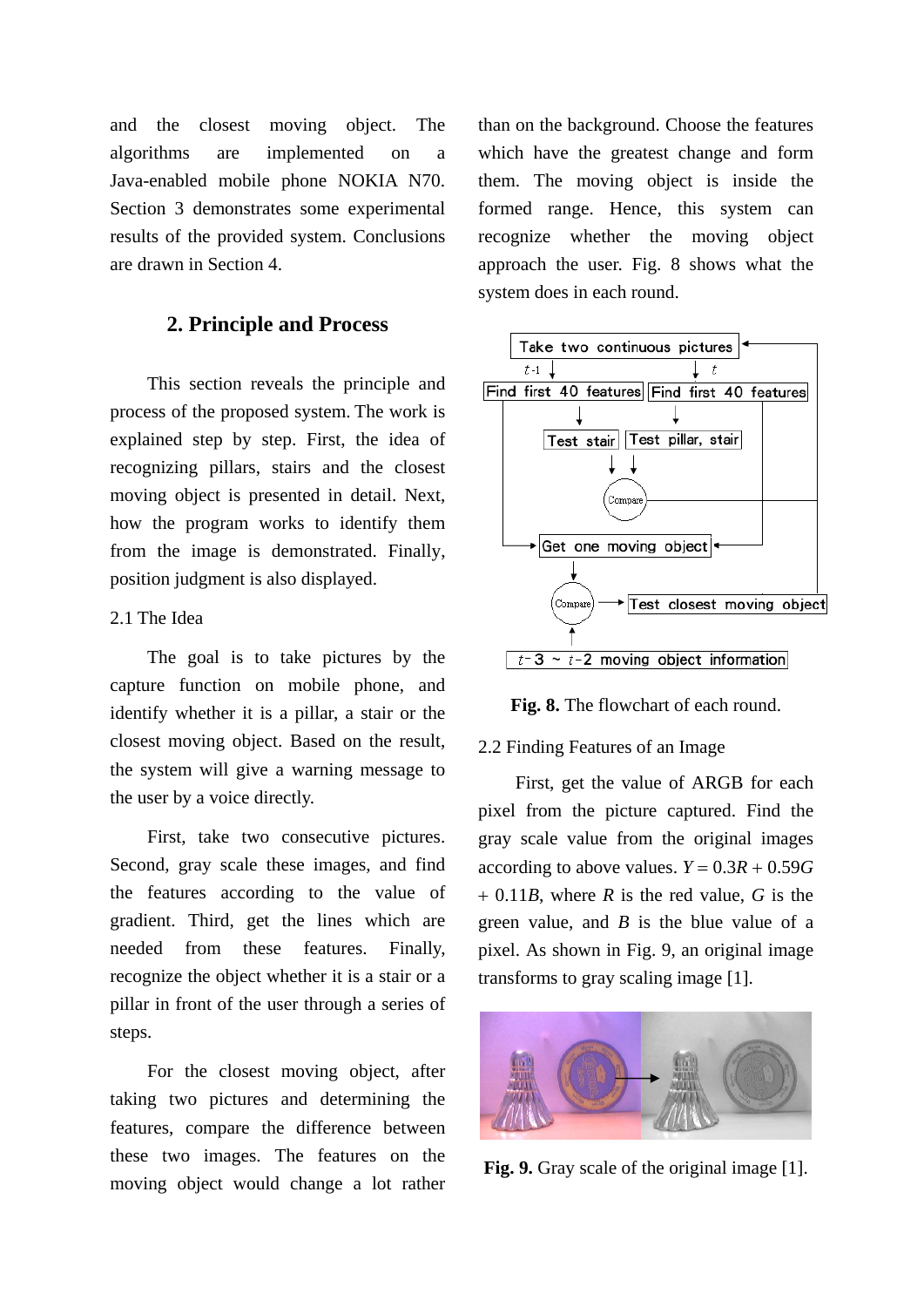and the closest moving object. The algorithms are implemented on a Java-enabled mobile phone NOKIA N70. Section 3 demonstrates some experimental results of the provided system. Conclusions are drawn in Section 4.

## 2. Principle and Process

This section reveals the principle and process of the proposed system. The work is explained step by step. First, the idea of recognizing pillars, stairs and the closest moving object is presented in detail. Next, how the program works to identify them from the image is demonstrated. Finally, position judgment is also displayed.

### 2.1 The Idea

The goal is to take pictures by the capture function on mobile phone, and identify whether it is a pillar, a stair or the closest moving object. Based on the result, the system will give a warning message to the user by a voice directly.

First, take two consecutive pictures. Second, gray scale these images, and find the features according to the value of gradient. Third, get the lines which are needed from these features. Finally, recognize the object whether it is a stair or a pillar in front of the user through a series of steps.

For the closest moving object, after taking two pictures and determining the features, compare the difference between these two images. The features on the moving object would change a lot rather than on the background. Choose the features which have the greatest change and form them. The moving object is inside the formed range. Hence, this system can recognize whether the moving object approach the user. Fig. 8 shows what the system does in each round.

Take two continuous pictures

$t$-1 → Find first 40 features → Test stair

$t$ → Find first 40 features → Test pillar, stair

Compare

Get one moving object

Compare → Test closest moving object

$t$-3 ~ $t$-2 moving object information

**Fig. 8.** The flowchart of each round.

### 2.2 Finding Features of an Image

First, get the value of ARGB for each pixel from the picture captured. Find the gray scale value from the original images according to above values. $Y = 0.3R + 0.59G + 0.11B$, where $R$ is the red value, $G$ is the green value, and $B$ is the blue value of a pixel. As shown in Fig. 9, an original image transforms to gray scaling image [1].

**Fig. 9.** Gray scale of the original image [1].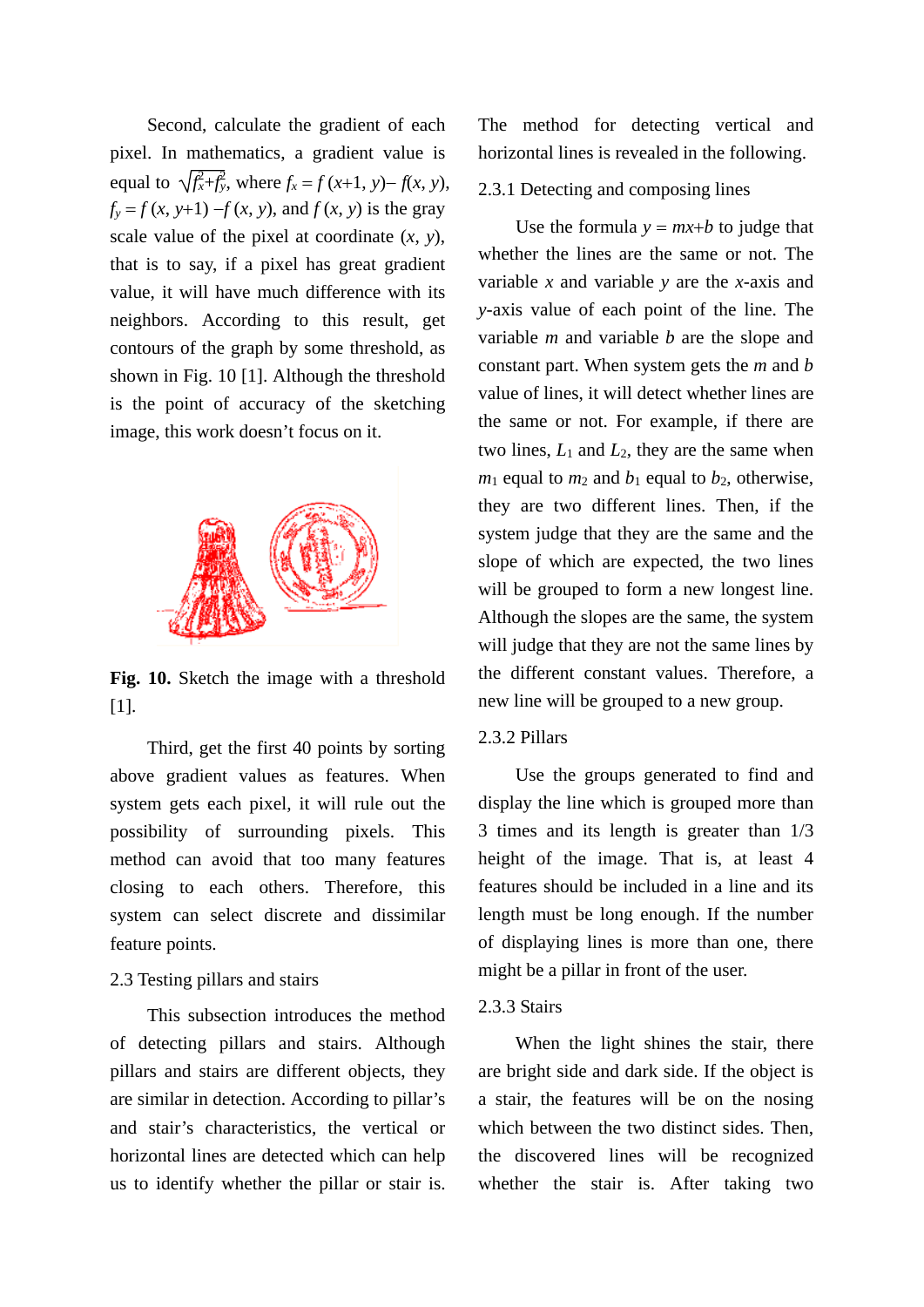Second, calculate the gradient of each pixel. In mathematics, a gradient value is equal to $\sqrt{f_x^2+f_y^2}$, where $f_x = f(x+1, y) - f(x, y)$, $f_y = f(x, y+1) - f(x, y)$, and $f(x, y)$ is the gray scale value of the pixel at coordinate $(x, y)$, that is to say, if a pixel has great gradient value, it will have much difference with its neighbors. According to this result, get contours of the graph by some threshold, as shown in Fig. 10 [1]. Although the threshold is the point of accuracy of the sketching image, this work doesn't focus on it.

**Fig. 10.** Sketch the image with a threshold [1].

Third, get the first 40 points by sorting above gradient values as features. When system gets each pixel, it will rule out the possibility of surrounding pixels. This method can avoid that too many features closing to each others. Therefore, this system can select discrete and dissimilar feature points.

### 2.3 Testing pillars and stairs

This subsection introduces the method of detecting pillars and stairs. Although pillars and stairs are different objects, they are similar in detection. According to pillar's and stair's characteristics, the vertical or horizontal lines are detected which can help us to identify whether the pillar or stair is. The method for detecting vertical and horizontal lines is revealed in the following.

#### 2.3.1 Detecting and composing lines

Use the formula $y = mx+b$ to judge that whether the lines are the same or not. The variable $x$ and variable $y$ are the $x$-axis and $y$-axis value of each point of the line. The variable $m$ and variable $b$ are the slope and constant part. When system gets the $m$ and $b$ value of lines, it will detect whether lines are the same or not. For example, if there are two lines, $L_1$ and $L_2$, they are the same when $m_1$ equal to $m_2$ and $b_1$ equal to $b_2$, otherwise, they are two different lines. Then, if the system judge that they are the same and the slope of which are expected, the two lines will be grouped to form a new longest line. Although the slopes are the same, the system will judge that they are not the same lines by the different constant values. Therefore, a new line will be grouped to a new group.

#### 2.3.2 Pillars

Use the groups generated to find and display the line which is grouped more than 3 times and its length is greater than 1/3 height of the image. That is, at least 4 features should be included in a line and its length must be long enough. If the number of displaying lines is more than one, there might be a pillar in front of the user.

#### 2.3.3 Stairs

When the light shines the stair, there are bright side and dark side. If the object is a stair, the features will be on the nosing which between the two distinct sides. Then, the discovered lines will be recognized whether the stair is. After taking two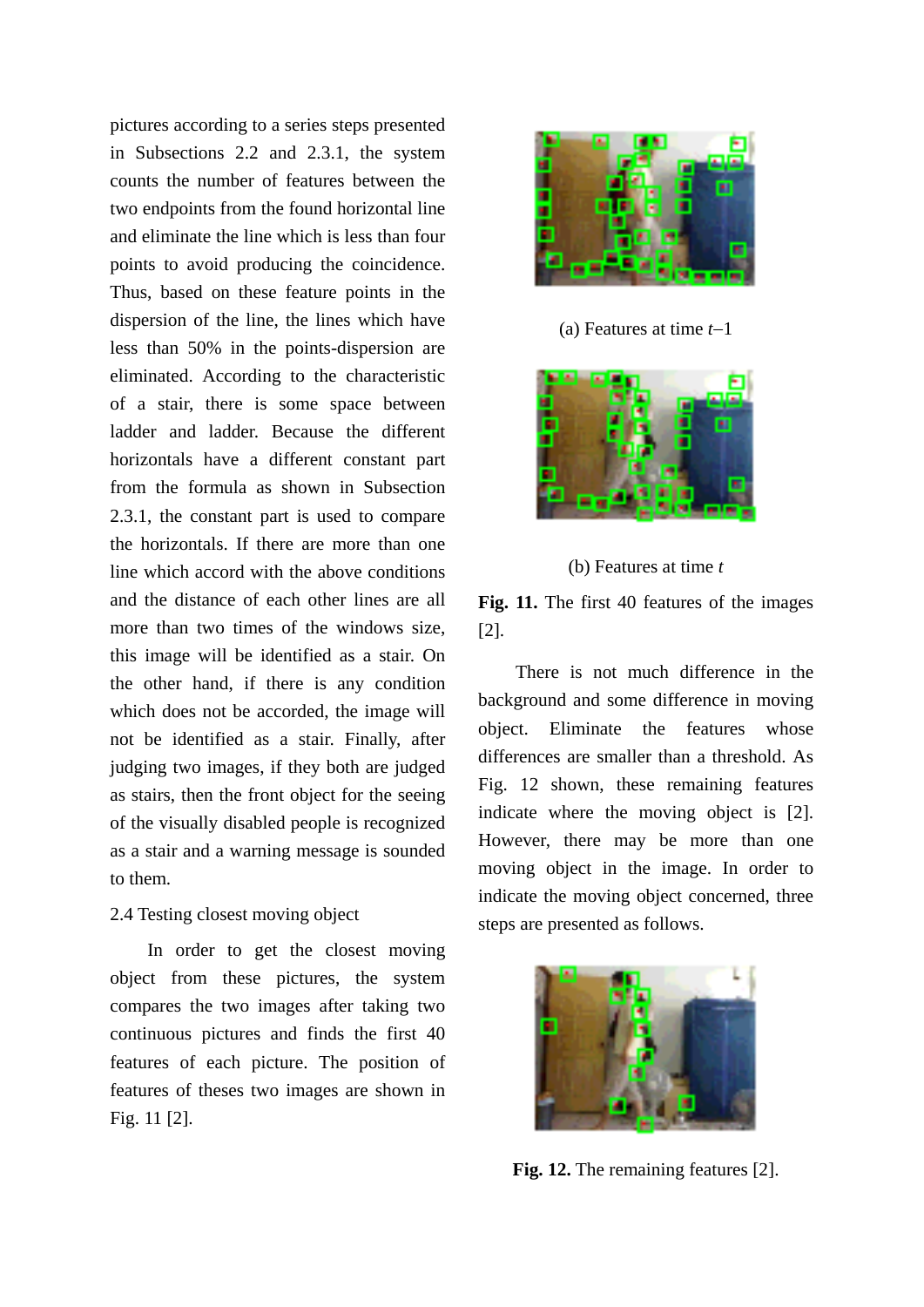pictures according to a series steps presented in Subsections 2.2 and 2.3.1, the system counts the number of features between the two endpoints from the found horizontal line and eliminate the line which is less than four points to avoid producing the coincidence. Thus, based on these feature points in the dispersion of the line, the lines which have less than 50% in the points-dispersion are eliminated. According to the characteristic of a stair, there is some space between ladder and ladder. Because the different horizontals have a different constant part from the formula as shown in Subsection 2.3.1, the constant part is used to compare the horizontals. If there are more than one line which accord with the above conditions and the distance of each other lines are all more than two times of the windows size, this image will be identified as a stair. On the other hand, if there is any condition which does not be accorded, the image will not be identified as a stair. Finally, after judging two images, if they both are judged as stairs, then the front object for the seeing of the visually disabled people is recognized as a stair and a warning message is sounded to them.

## 2.4 Testing closest moving object

In order to get the closest moving object from these pictures, the system compares the two images after taking two continuous pictures and finds the first 40 features of each picture. The position of features of theses two images are shown in Fig. 11 [2].

(a) Features at time *t*–1

(b) Features at time *t*

**Fig. 11.** The first 40 features of the images [2].

There is not much difference in the background and some difference in moving object. Eliminate the features whose differences are smaller than a threshold. As Fig. 12 shown, these remaining features indicate where the moving object is [2]. However, there may be more than one moving object in the image. In order to indicate the moving object concerned, three steps are presented as follows.

**Fig. 12.** The remaining features [2].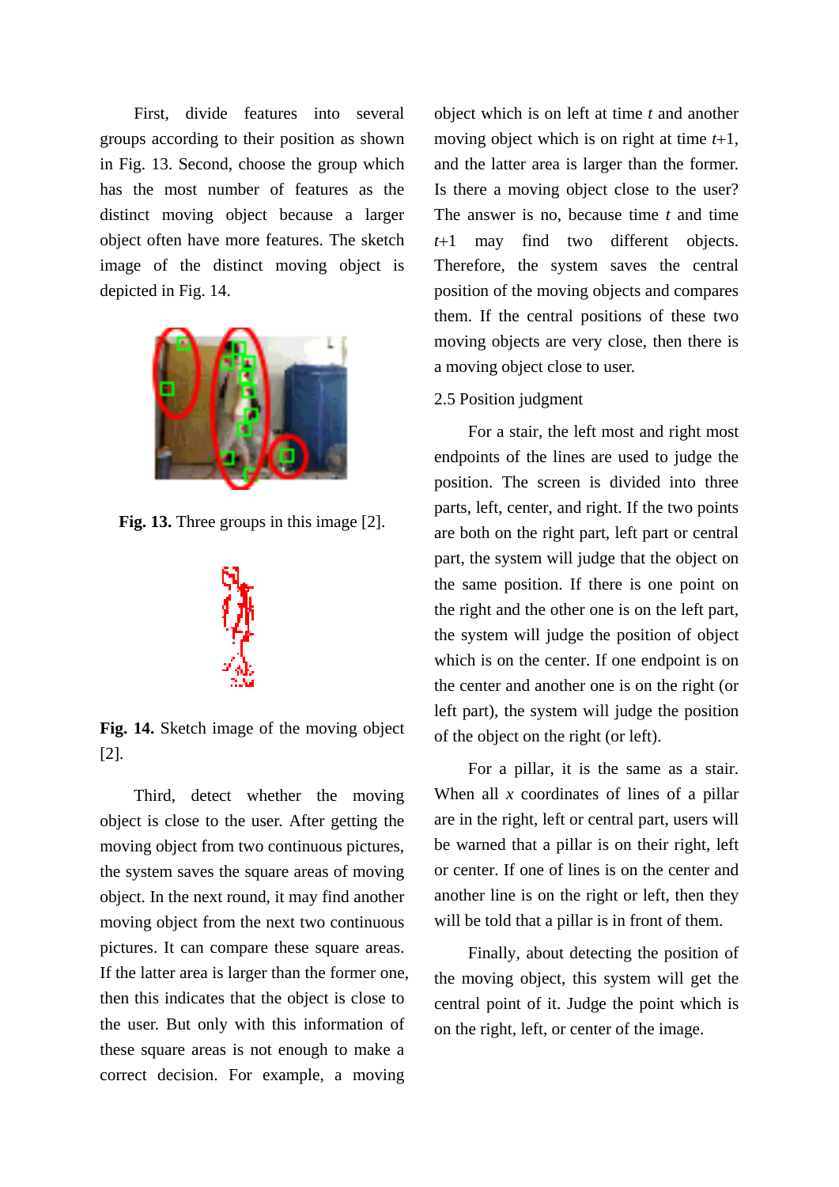First, divide features into several groups according to their position as shown in Fig. 13. Second, choose the group which has the most number of features as the distinct moving object because a larger object often have more features. The sketch image of the distinct moving object is depicted in Fig. 14.

**Fig. 13.** Three groups in this image [2].

**Fig. 14.** Sketch image of the moving object [2].

Third, detect whether the moving object is close to the user. After getting the moving object from two continuous pictures, the system saves the square areas of moving object. In the next round, it may find another moving object from the next two continuous pictures. It can compare these square areas. If the latter area is larger than the former one, then this indicates that the object is close to the user. But only with this information of these square areas is not enough to make a correct decision. For example, a moving object which is on left at time $t$ and another moving object which is on right at time $t$+1, and the latter area is larger than the former. Is there a moving object close to the user? The answer is no, because time $t$ and time $t$+1 may find two different objects. Therefore, the system saves the central position of the moving objects and compares them. If the central positions of these two moving objects are very close, then there is a moving object close to user.

2.5 Position judgment

For a stair, the left most and right most endpoints of the lines are used to judge the position. The screen is divided into three parts, left, center, and right. If the two points are both on the right part, left part or central part, the system will judge that the object on the same position. If there is one point on the right and the other one is on the left part, the system will judge the position of object which is on the center. If one endpoint is on the center and another one is on the right (or left part), the system will judge the position of the object on the right (or left).

For a pillar, it is the same as a stair. When all $x$ coordinates of lines of a pillar are in the right, left or central part, users will be warned that a pillar is on their right, left or center. If one of lines is on the center and another line is on the right or left, then they will be told that a pillar is in front of them.

Finally, about detecting the position of the moving object, this system will get the central point of it. Judge the point which is on the right, left, or center of the image.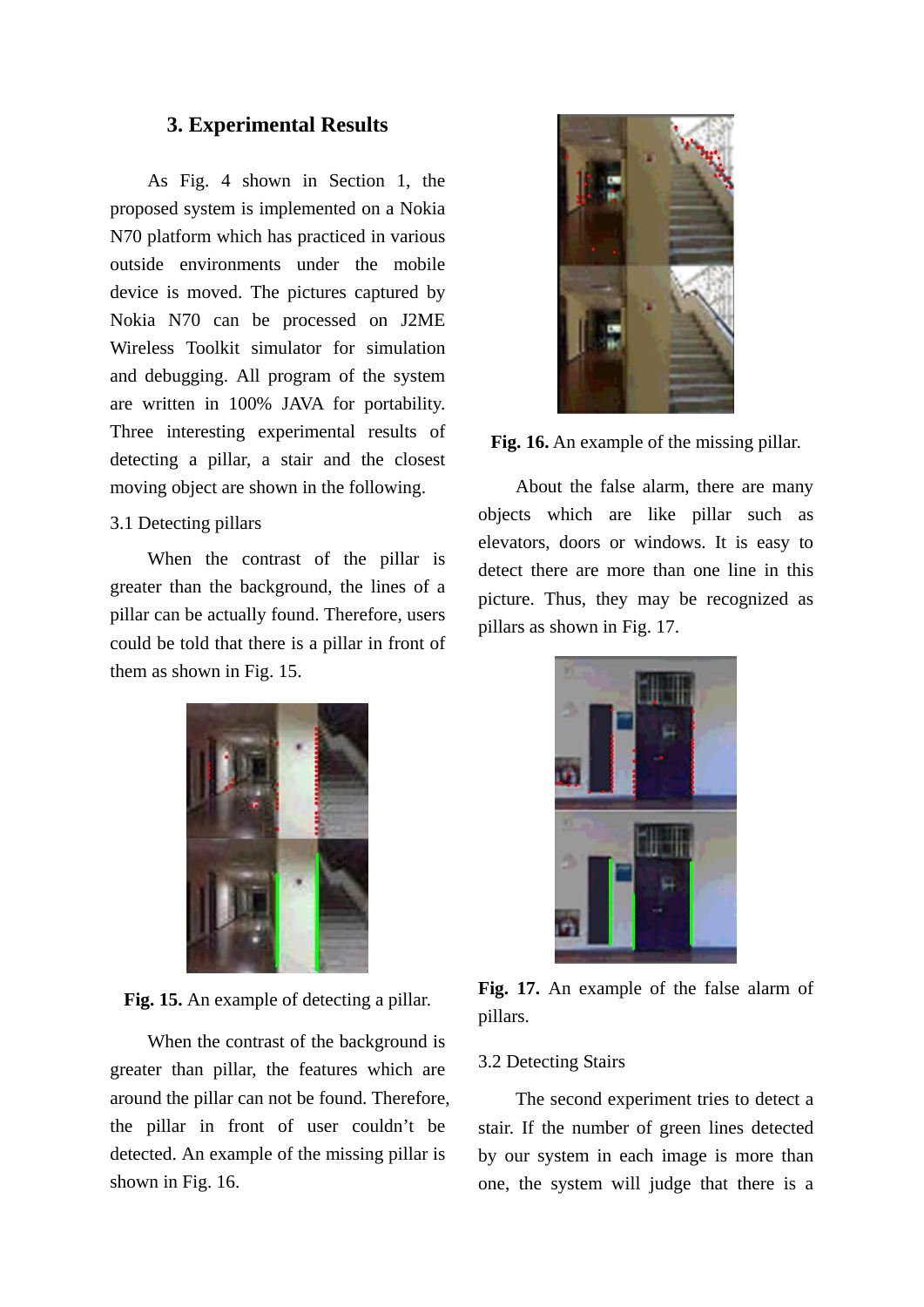## 3. Experimental Results

As Fig. 4 shown in Section 1, the proposed system is implemented on a Nokia N70 platform which has practiced in various outside environments under the mobile device is moved. The pictures captured by Nokia N70 can be processed on J2ME Wireless Toolkit simulator for simulation and debugging. All program of the system are written in 100% JAVA for portability. Three interesting experimental results of detecting a pillar, a stair and the closest moving object are shown in the following.

### 3.1 Detecting pillars

When the contrast of the pillar is greater than the background, the lines of a pillar can be actually found. Therefore, users could be told that there is a pillar in front of them as shown in Fig. 15.

**Fig. 15.** An example of detecting a pillar.

When the contrast of the background is greater than pillar, the features which are around the pillar can not be found. Therefore, the pillar in front of user couldn't be detected. An example of the missing pillar is shown in Fig. 16.

**Fig. 16.** An example of the missing pillar.

About the false alarm, there are many objects which are like pillar such as elevators, doors or windows. It is easy to detect there are more than one line in this picture. Thus, they may be recognized as pillars as shown in Fig. 17.

**Fig. 17.** An example of the false alarm of pillars.

### 3.2 Detecting Stairs

The second experiment tries to detect a stair. If the number of green lines detected by our system in each image is more than one, the system will judge that there is a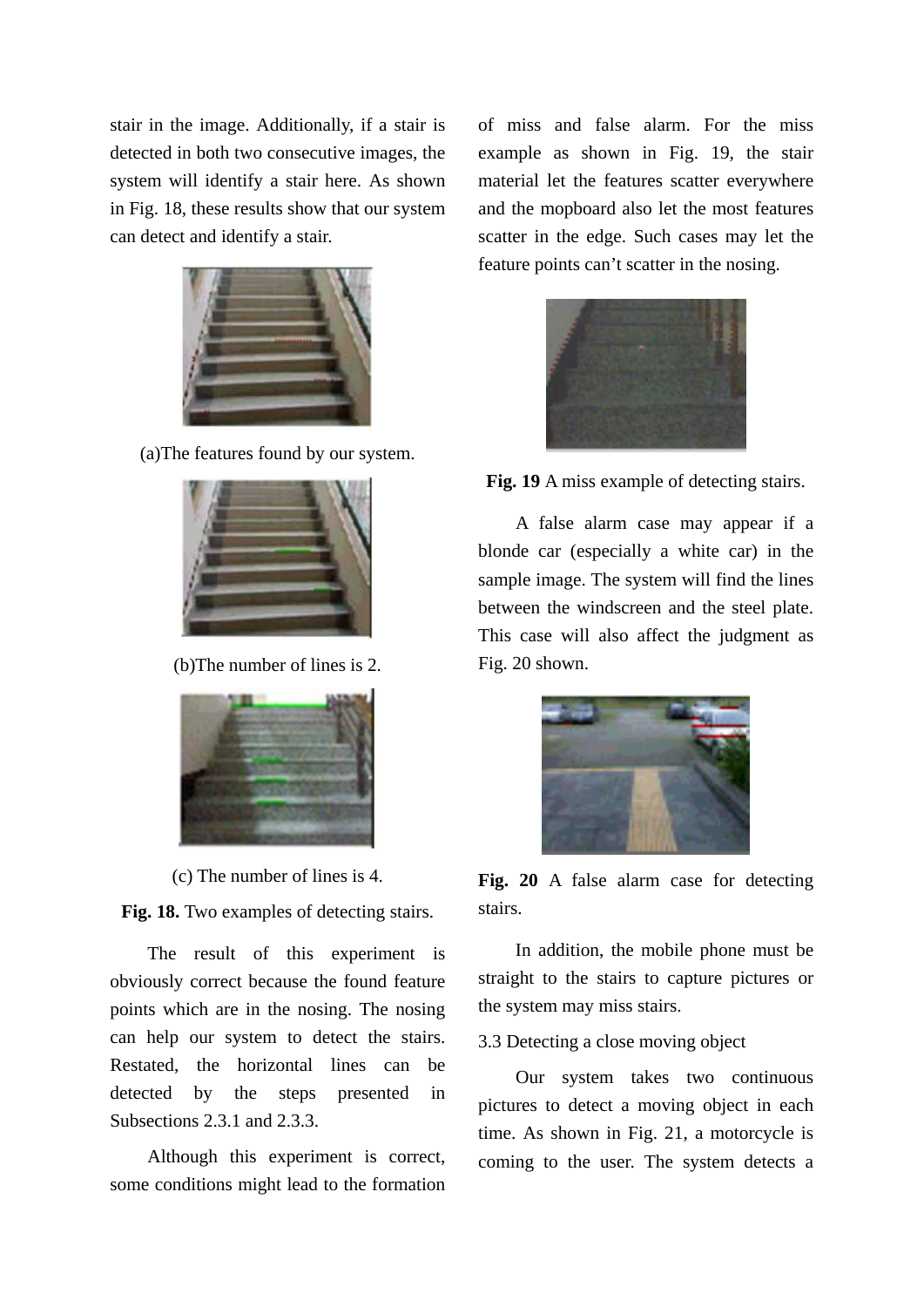stair in the image. Additionally, if a stair is detected in both two consecutive images, the system will identify a stair here. As shown in Fig. 18, these results show that our system can detect and identify a stair.

(a)The features found by our system.

(b)The number of lines is 2.

(c) The number of lines is 4.

**Fig. 18.** Two examples of detecting stairs.

The result of this experiment is obviously correct because the found feature points which are in the nosing. The nosing can help our system to detect the stairs. Restated, the horizontal lines can be detected by the steps presented in Subsections 2.3.1 and 2.3.3.

Although this experiment is correct, some conditions might lead to the formation of miss and false alarm. For the miss example as shown in Fig. 19, the stair material let the features scatter everywhere and the mopboard also let the most features scatter in the edge. Such cases may let the feature points can't scatter in the nosing.

**Fig. 19** A miss example of detecting stairs.

A false alarm case may appear if a blonde car (especially a white car) in the sample image. The system will find the lines between the windscreen and the steel plate. This case will also affect the judgment as Fig. 20 shown.

**Fig. 20** A false alarm case for detecting stairs.

In addition, the mobile phone must be straight to the stairs to capture pictures or the system may miss stairs.

### 3.3 Detecting a close moving object

Our system takes two continuous pictures to detect a moving object in each time. As shown in Fig. 21, a motorcycle is coming to the user. The system detects a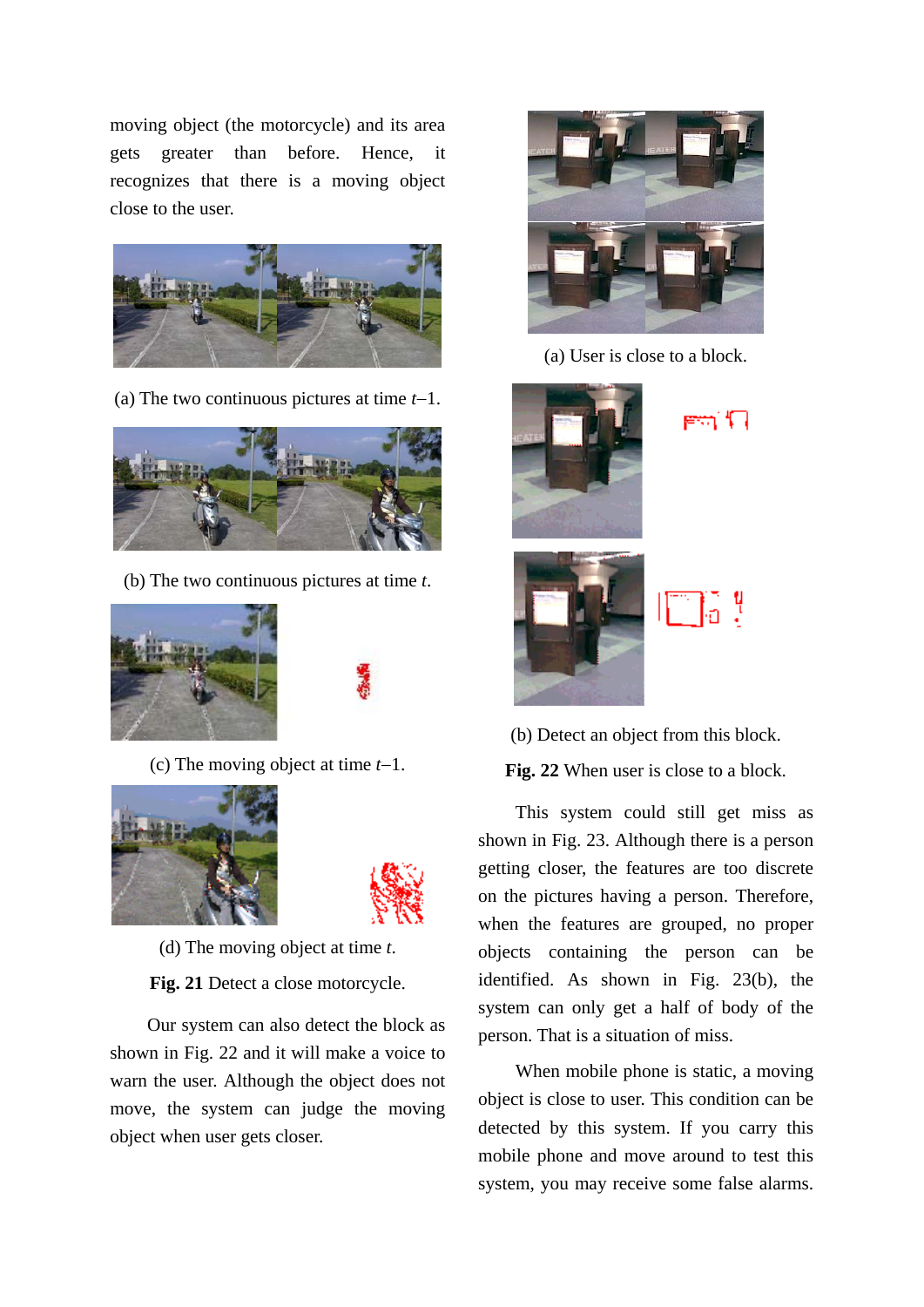moving object (the motorcycle) and its area gets greater than before. Hence, it recognizes that there is a moving object close to the user.

(a) The two continuous pictures at time $t$–1.

(b) The two continuous pictures at time $t$.

(c) The moving object at time $t$–1.

(d) The moving object at time $t$.

**Fig. 21** Detect a close motorcycle.

Our system can also detect the block as shown in Fig. 22 and it will make a voice to warn the user. Although the object does not move, the system can judge the moving object when user gets closer.

(a) User is close to a block.

(b) Detect an object from this block.

**Fig. 22** When user is close to a block.

This system could still get miss as shown in Fig. 23. Although there is a person getting closer, the features are too discrete on the pictures having a person. Therefore, when the features are grouped, no proper objects containing the person can be identified. As shown in Fig. 23(b), the system can only get a half of body of the person. That is a situation of miss.

When mobile phone is static, a moving object is close to user. This condition can be detected by this system. If you carry this mobile phone and move around to test this system, you may receive some false alarms.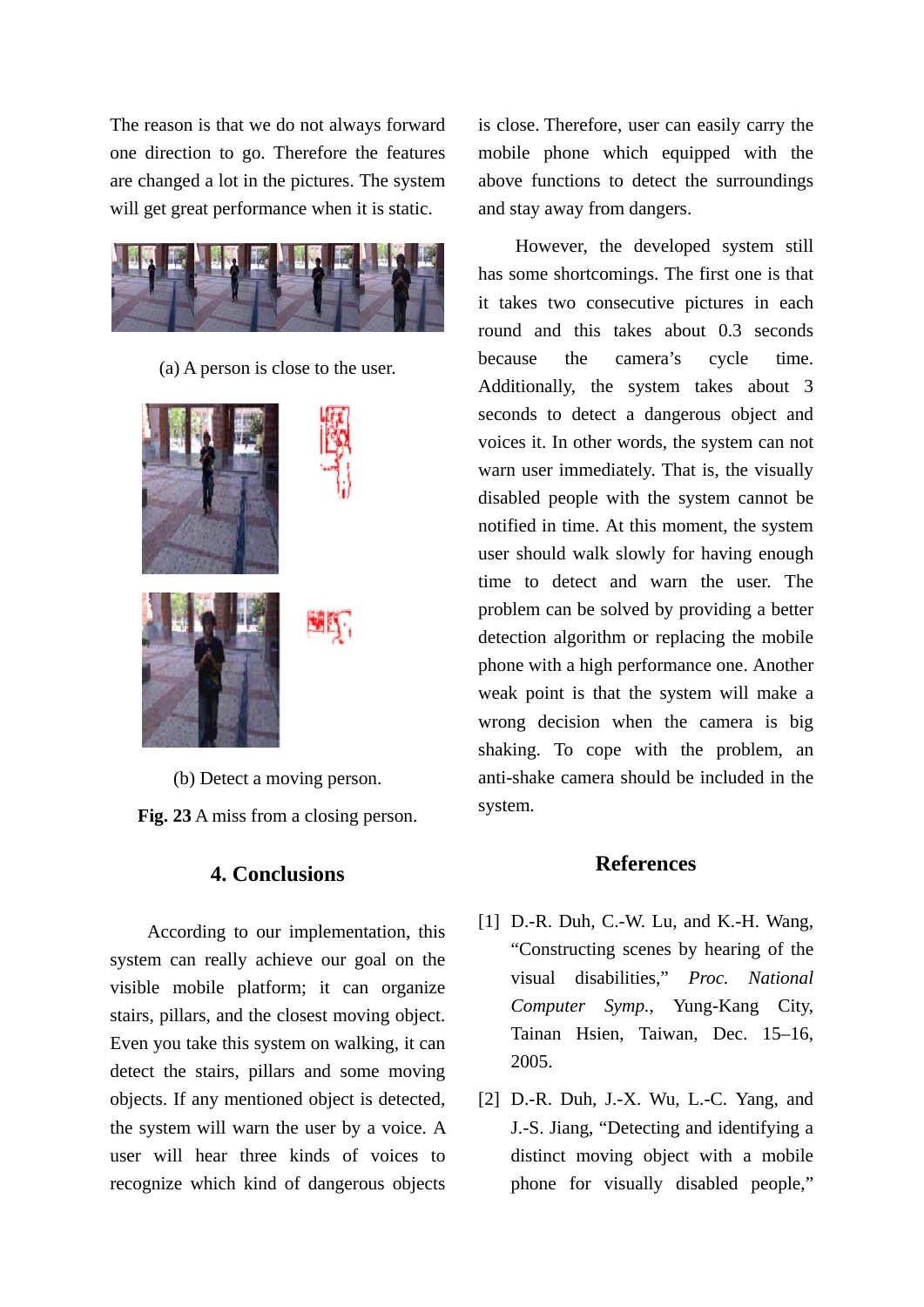The reason is that we do not always forward one direction to go. Therefore the features are changed a lot in the pictures. The system will get great performance when it is static.

(a) A person is close to the user.

(b) Detect a moving person.

**Fig. 23** A miss from a closing person.

## 4. Conclusions

According to our implementation, this system can really achieve our goal on the visible mobile platform; it can organize stairs, pillars, and the closest moving object. Even you take this system on walking, it can detect the stairs, pillars and some moving objects. If any mentioned object is detected, the system will warn the user by a voice. A user will hear three kinds of voices to recognize which kind of dangerous objects is close. Therefore, user can easily carry the mobile phone which equipped with the above functions to detect the surroundings and stay away from dangers.

However, the developed system still has some shortcomings. The first one is that it takes two consecutive pictures in each round and this takes about 0.3 seconds because the camera's cycle time. Additionally, the system takes about 3 seconds to detect a dangerous object and voices it. In other words, the system can not warn user immediately. That is, the visually disabled people with the system cannot be notified in time. At this moment, the system user should walk slowly for having enough time to detect and warn the user. The problem can be solved by providing a better detection algorithm or replacing the mobile phone with a high performance one. Another weak point is that the system will make a wrong decision when the camera is big shaking. To cope with the problem, an anti-shake camera should be included in the system.

## References

[1] D.-R. Duh, C.-W. Lu, and K.-H. Wang, "Constructing scenes by hearing of the visual disabilities," *Proc. National Computer Symp.*, Yung-Kang City, Tainan Hsien, Taiwan, Dec. 15–16, 2005.

[2] D.-R. Duh, J.-X. Wu, L.-C. Yang, and J.-S. Jiang, "Detecting and identifying a distinct moving object with a mobile phone for visually disabled people,"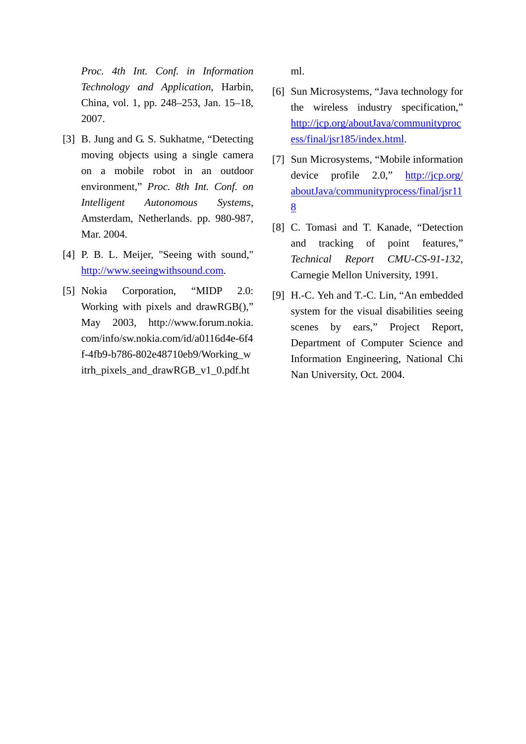*Proc. 4th Int. Conf. in Information Technology and Application*, Harbin, China, vol. 1, pp. 248–253, Jan. 15–18, 2007.

[3] B. Jung and G. S. Sukhatme, "Detecting moving objects using a single camera on a mobile robot in an outdoor environment," *Proc. 8th Int. Conf. on Intelligent Autonomous Systems*, Amsterdam, Netherlands. pp. 980-987, Mar. 2004.

[4] P. B. L. Meijer, "Seeing with sound," http://www.seeingwithsound.com.

[5] Nokia Corporation, "MIDP 2.0: Working with pixels and drawRGB()," May 2003, http://www.forum.nokia.com/info/sw.nokia.com/id/a0116d4e-6f4f-4fb9-b786-802e48710eb9/Working_witrh_pixels_and_drawRGB_v1_0.pdf.html.

[6] Sun Microsystems, "Java technology for the wireless industry specification," http://jcp.org/aboutJava/communityprocess/final/jsr185/index.html.

[7] Sun Microsystems, "Mobile information device profile 2.0," http://jcp.org/aboutJava/communityprocess/final/jsr118

[8] C. Tomasi and T. Kanade, "Detection and tracking of point features," *Technical Report CMU-CS-91-132*, Carnegie Mellon University, 1991.

[9] H.-C. Yeh and T.-C. Lin, "An embedded system for the visual disabilities seeing scenes by ears," Project Report, Department of Computer Science and Information Engineering, National Chi Nan University, Oct. 2004.